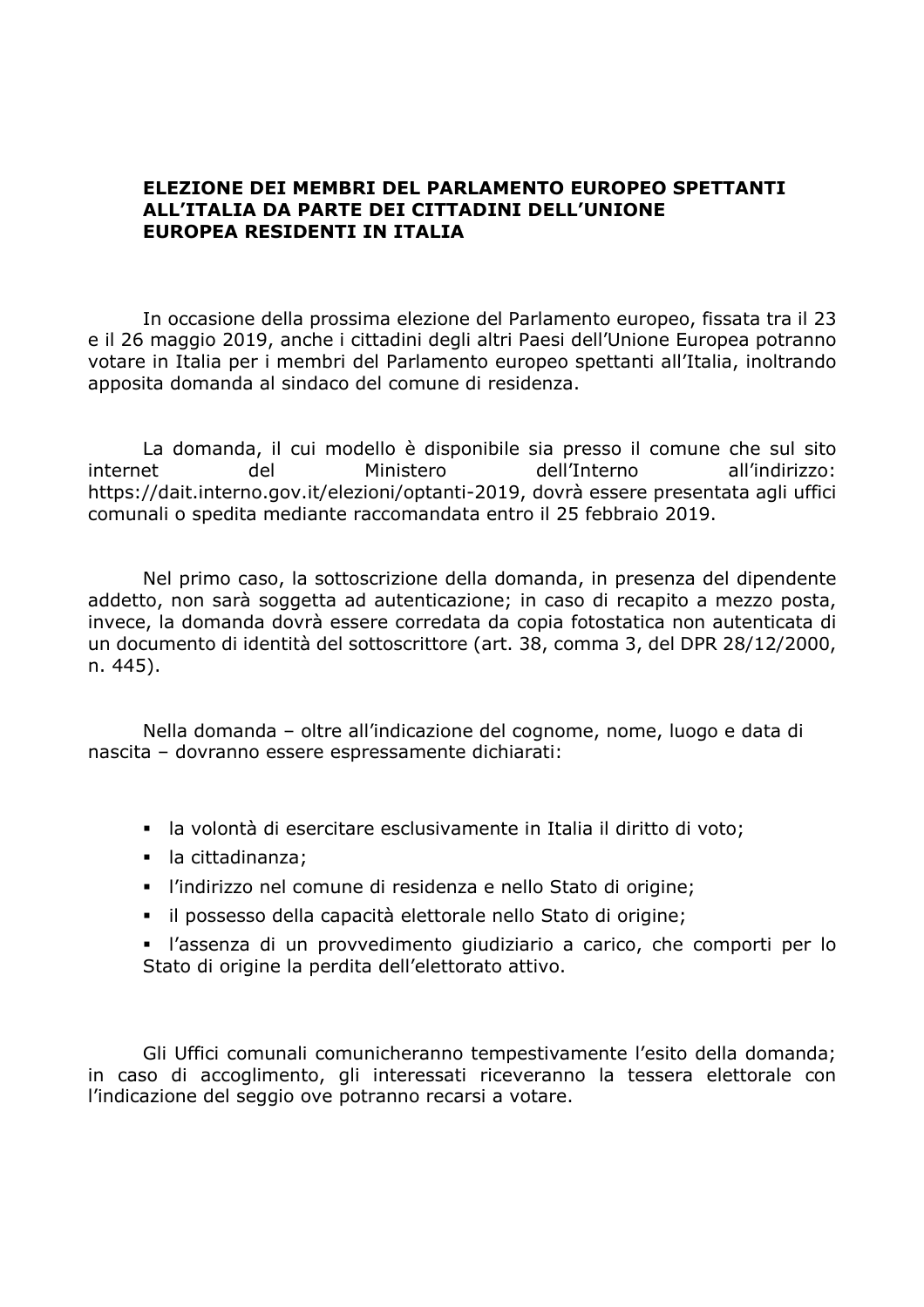**ELEZIONE DEI MEMBRI DEL PARLAMENTO EUROPEO SPETTANTI ALL'ITALIA DA PARTE DEI CITTADINI DELL'UNIONE EUROPEA RESIDENTI IN ITALIA**

In occasione della prossima elezione del Parlamento europeo, fissata tra il 23 e il 26 maggio 2019, anche i cittadini degli altri Paesi dell'Unione Europea potranno votare in Italia per i membri del Parlamento europeo spettanti all'Italia, inoltrando apposita domanda al sindaco del comune di residenza.

La domanda, il cui modello è disponibile sia presso il comune che sul sito internet del Ministero dell'Interno all'indirizzo: https://dait.interno.gov.it/elezioni/optanti-2019, dovrà essere presentata agli uffici comunali o spedita mediante raccomandata entro il 25 febbraio 2019.

Nel primo caso, la sottoscrizione della domanda, in presenza del dipendente addetto, non sarà soggetta ad autenticazione; in caso di recapito a mezzo posta, invece, la domanda dovrà essere corredata da copia fotostatica non autenticata di un documento di identità del sottoscrittore (art. 38, comma 3, del DPR 28/12/2000, n. 445).

Nella domanda – oltre all'indicazione del cognome, nome, luogo e data di nascita – dovranno essere espressamente dichiarati:

- la volontà di esercitare esclusivamente in Italia il diritto di voto;
- la cittadinanza;
- l'indirizzo nel comune di residenza e nello Stato di origine;
- il possesso della capacità elettorale nello Stato di origine;
- l'assenza di un provvedimento giudiziario a carico, che comporti per lo Stato di origine la perdita dell'elettorato attivo.

Gli Uffici comunali comunicheranno tempestivamente l'esito della domanda; in caso di accoglimento, gli interessati riceveranno la tessera elettorale con l'indicazione del seggio ove potranno recarsi a votare.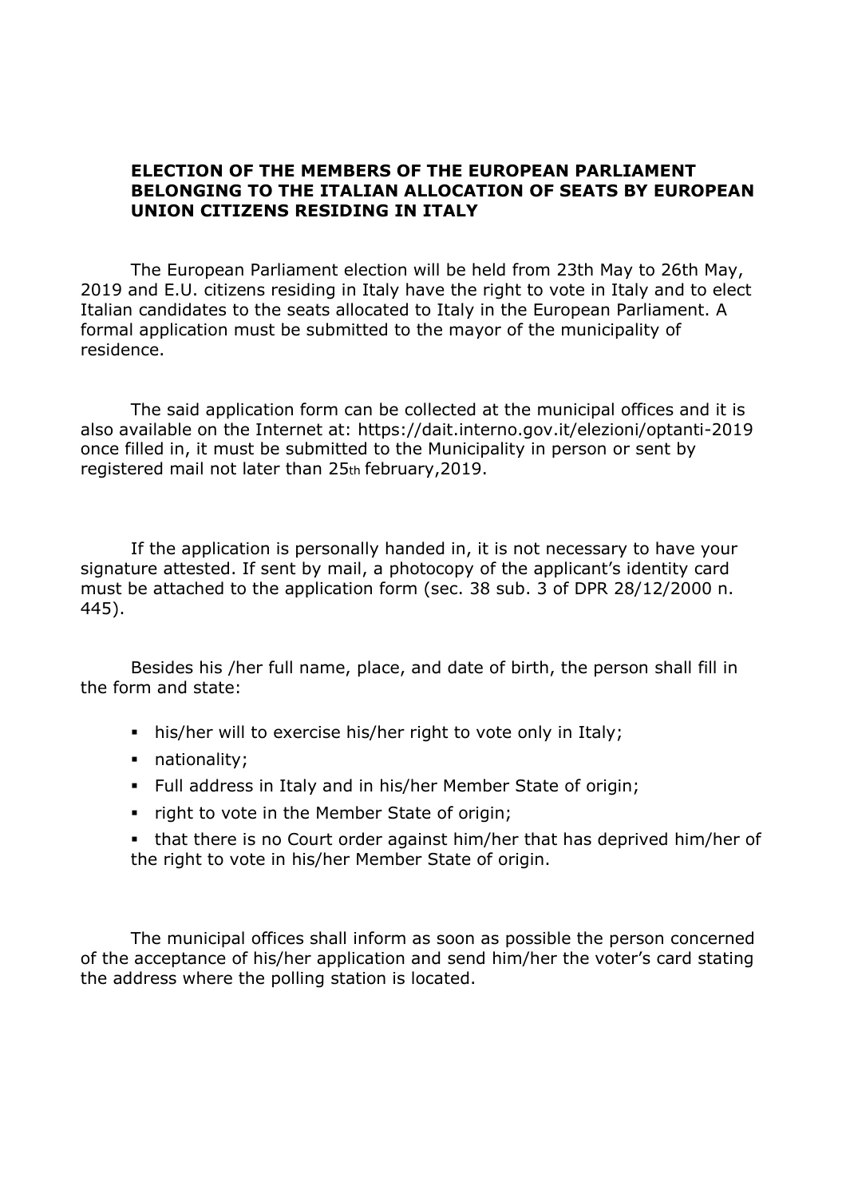**ELECTION OF THE MEMBERS OF THE EUROPEAN PARLIAMENT BELONGING TO THE ITALIAN ALLOCATION OF SEATS BY EUROPEAN UNION CITIZENS RESIDING IN ITALY**

The European Parliament election will be held from 23th May to 26th May, 2019 and E.U. citizens residing in Italy have the right to vote in Italy and to elect Italian candidates to the seats allocated to Italy in the European Parliament. A formal application must be submitted to the mayor of the municipality of residence.

The said application form can be collected at the municipal offices and it is also available on the Internet at: https://dait.interno.gov.it/elezioni/optanti-2019 once filled in, it must be submitted to the Municipality in person or sent by registered mail not later than 25th february,2019.

If the application is personally handed in, it is not necessary to have your signature attested. If sent by mail, a photocopy of the applicant's identity card must be attached to the application form (sec. 38 sub. 3 of DPR 28/12/2000 n. 445).

Besides his /her full name, place, and date of birth, the person shall fill in the form and state:

- his/her will to exercise his/her right to vote only in Italy;
- nationality;
- Full address in Italy and in his/her Member State of origin;
- right to vote in the Member State of origin;
- that there is no Court order against him/her that has deprived him/her of the right to vote in his/her Member State of origin.

The municipal offices shall inform as soon as possible the person concerned of the acceptance of his/her application and send him/her the voter's card stating the address where the polling station is located.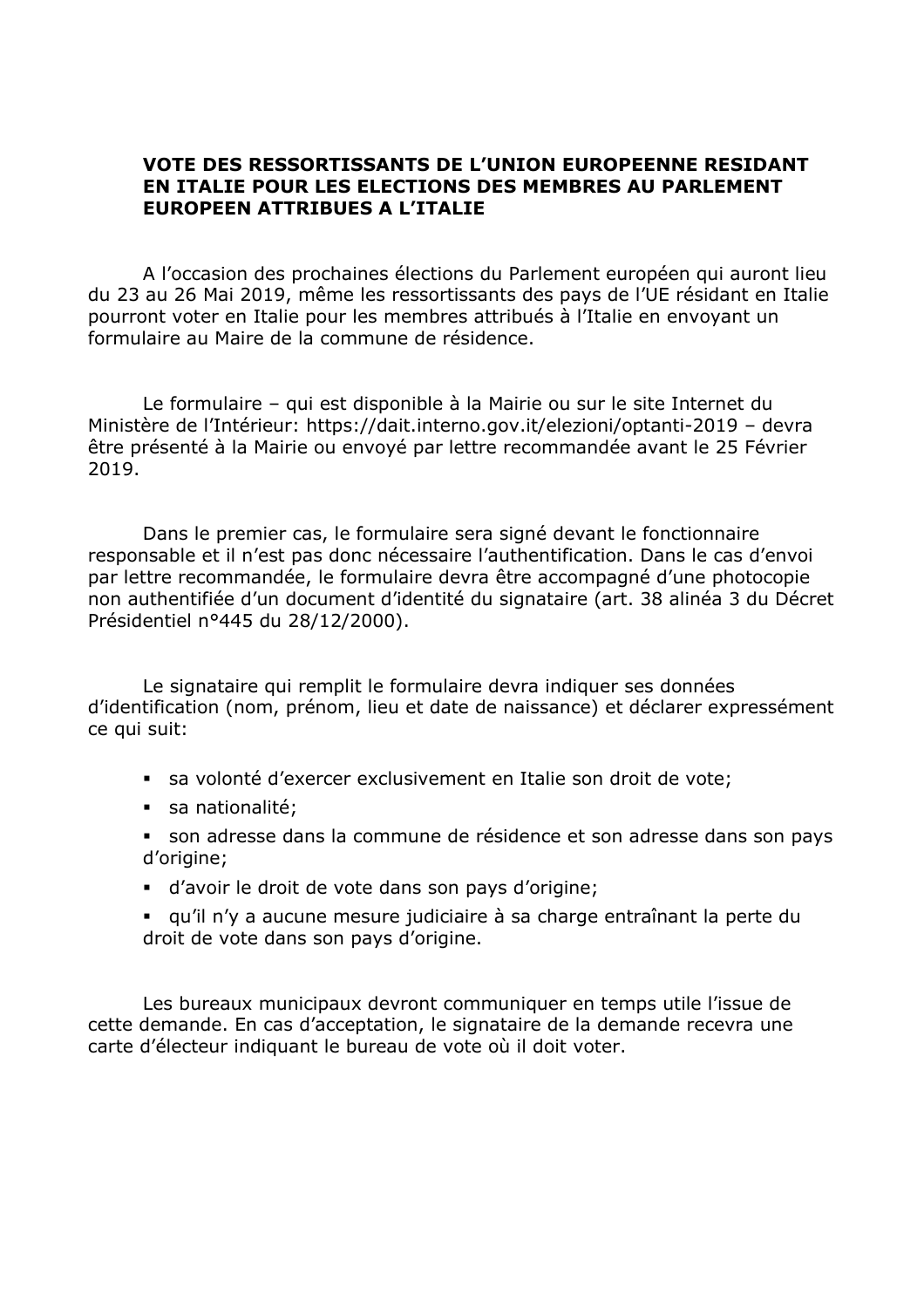**VOTE DES RESSORTISSANTS DE L'UNION EUROPEENNE RESIDANT EN ITALIE POUR LES ELECTIONS DES MEMBRES AU PARLEMENT EUROPEEN ATTRIBUES A L'ITALIE**

A l'occasion des prochaines élections du Parlement européen qui auront lieu du 23 au 26 Mai 2019, même les ressortissants des pays de l'UE résidant en Italie pourront voter en Italie pour les membres attribués à l'Italie en envoyant un formulaire au Maire de la commune de résidence.

Le formulaire – qui est disponible à la Mairie ou sur le site Internet du Ministère de l'Intérieur: https://dait.interno.gov.it/elezioni/optanti-2019 – devra être présenté à la Mairie ou envoyé par lettre recommandée avant le 25 Février 2019.

Dans le premier cas, le formulaire sera signé devant le fonctionnaire responsable et il n'est pas donc nécessaire l'authentification. Dans le cas d'envoi par lettre recommandée, le formulaire devra être accompagné d'une photocopie non authentifiée d'un document d'identité du signataire (art. 38 alinéa 3 du Décret Présidentiel n°445 du 28/12/2000).

Le signataire qui remplit le formulaire devra indiquer ses données d'identification (nom, prénom, lieu et date de naissance) et déclarer expressément ce qui suit:

- sa volonté d'exercer exclusivement en Italie son droit de vote;
- sa nationalité;
- son adresse dans la commune de résidence et son adresse dans son pays d'origine;
- d'avoir le droit de vote dans son pays d'origine;
- qu'il n'y a aucune mesure judiciaire à sa charge entraînant la perte du droit de vote dans son pays d'origine.

Les bureaux municipaux devront communiquer en temps utile l'issue de cette demande. En cas d'acceptation, le signataire de la demande recevra une carte d'électeur indiquant le bureau de vote où il doit voter.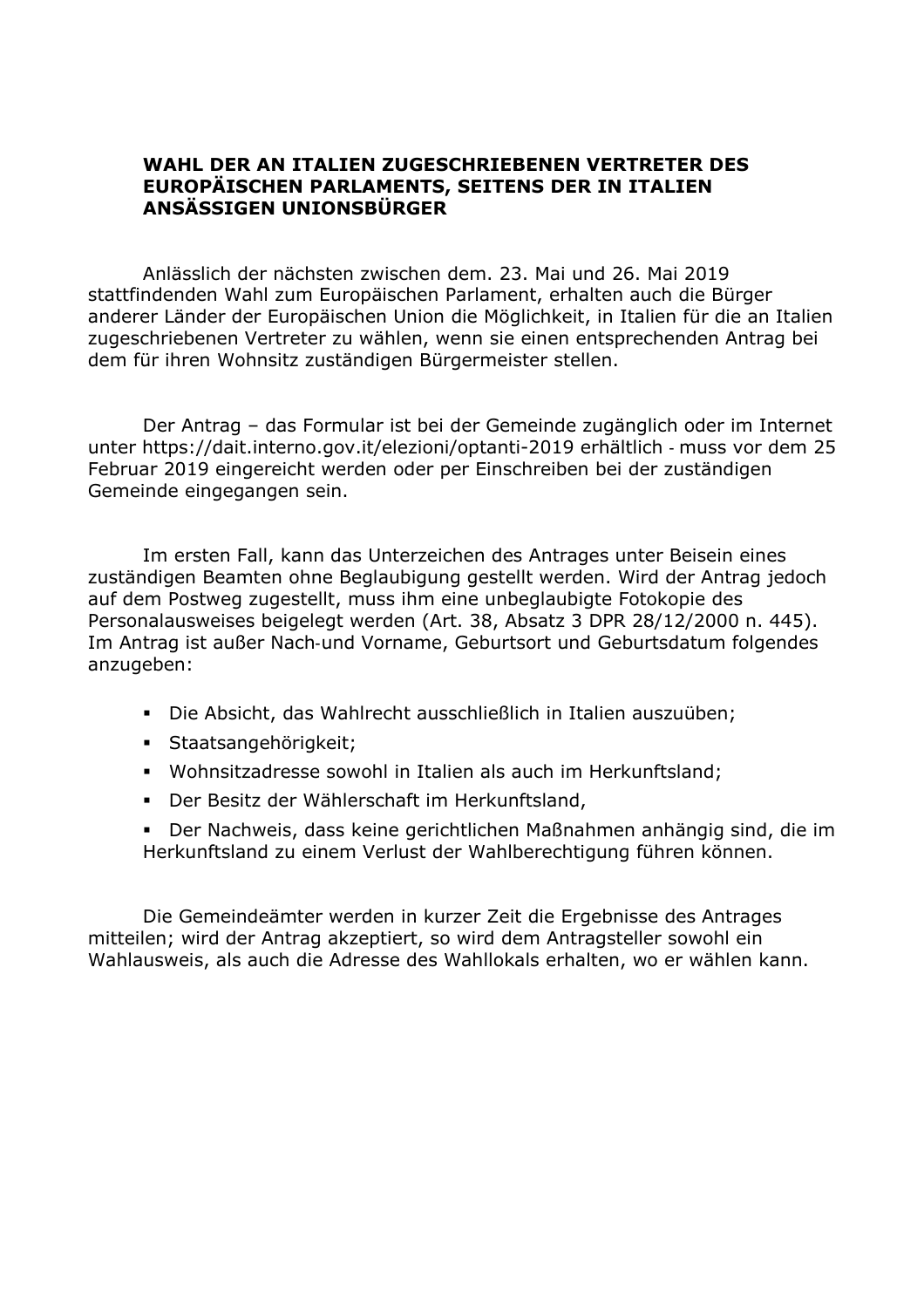# WAHL DER AN ITALIEN ZUGESCHRIEBENEN VERTRETER DES EUROPÄISCHEN PARLAMENTS, SEITENS DER IN ITALIEN ANSÄSSIGEN UNIONSBÜRGER

Anlässlich der nächsten zwischen dem. 23. Mai und 26. Mai 2019 stattfindenden Wahl zum Europäischen Parlament, erhalten auch die Bürger anderer Länder der Europäischen Union die Möglichkeit, in Italien für die an Italien zugeschriebenen Vertreter zu wählen, wenn sie einen entsprechenden Antrag bei dem für ihren Wohnsitz zuständigen Bürgermeister stellen.

Der Antrag – das Formular ist bei der Gemeinde zugänglich oder im Internet unter https://dait.interno.gov.it/elezioni/optanti-2019 erhältlich - muss vor dem 25 Februar 2019 eingereicht werden oder per Einschreiben bei der zuständigen Gemeinde eingegangen sein.

Im ersten Fall, kann das Unterzeichen des Antrages unter Beisein eines zuständigen Beamten ohne Beglaubigung gestellt werden. Wird der Antrag jedoch auf dem Postweg zugestellt, muss ihm eine unbeglaubigte Fotokopie des Personalausweises beigelegt werden (Art. 38, Absatz 3 DPR 28/12/2000 n. 445). Im Antrag ist außer Nach-und Vorname, Geburtsort und Geburtsdatum folgendes anzugeben:

- Die Absicht, das Wahlrecht ausschließlich in Italien auszuüben;
- Staatsangehörigkeit;
- Wohnsitzadresse sowohl in Italien als auch im Herkunftsland;
- Der Besitz der Wählerschaft im Herkunftsland,
- Der Nachweis, dass keine gerichtlichen Maßnahmen anhängig sind, die im Herkunftsland zu einem Verlust der Wahlberechtigung führen können.

Die Gemeindeämter werden in kurzer Zeit die Ergebnisse des Antrages mitteilen; wird der Antrag akzeptiert, so wird dem Antragsteller sowohl ein Wahlausweis, als auch die Adresse des Wahllokals erhalten, wo er wählen kann.